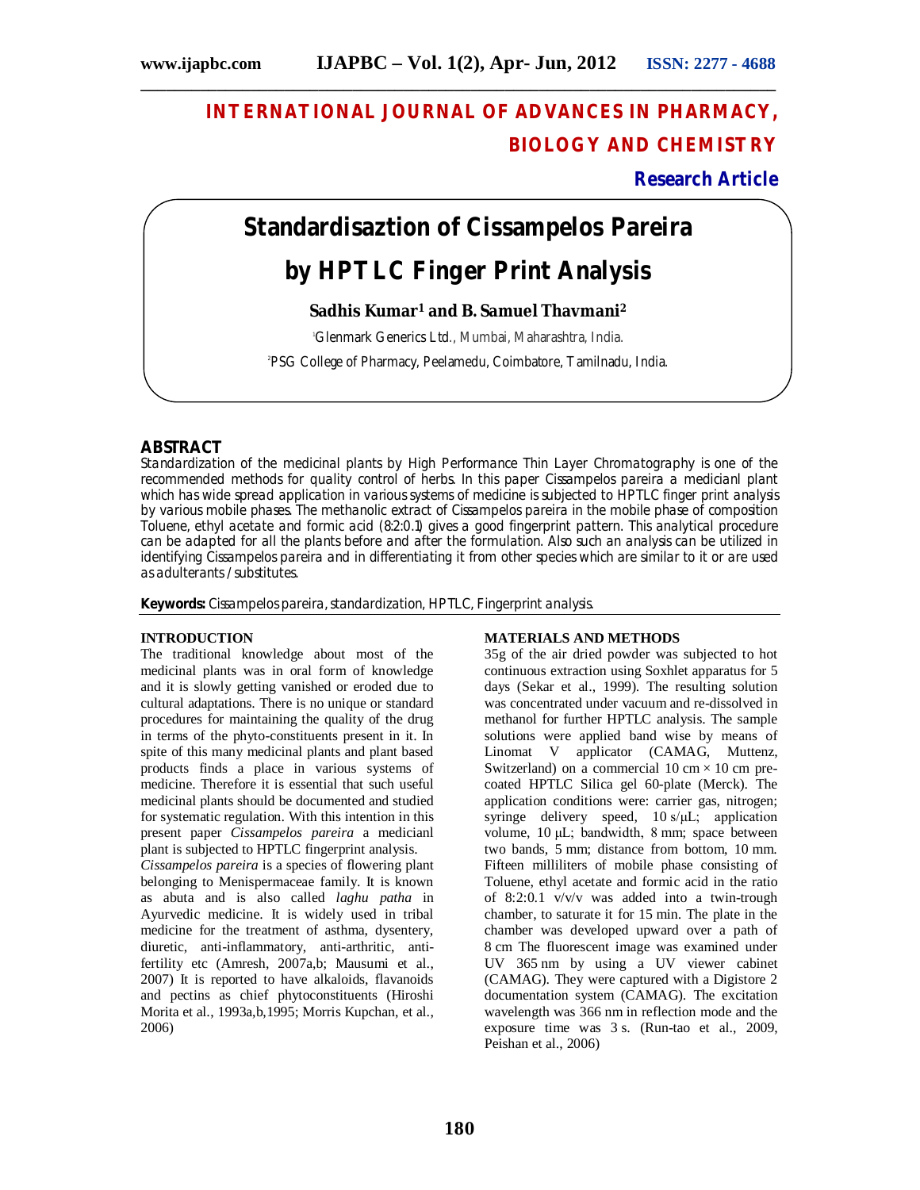# INTERNATIONAL JOURNAL OF ADVANCES IN PHARMACY, BIOLOGY AND CHEMISTRY

**Research Article**

# Standardisaztion of Cissampelos Pareira by HPTLC Finger Print Analysis

**Sadhis Kumar[1] and B. Samuel Thavmani[2]**

[1]Glenmark Generics Ltd., Mumbai, Maharashtra, India.

[2]PSG College of Pharmacy, Peelamedu, Coimbatore, Tamilnadu, India.

## ABSTRACT

Standardization of the medicinal plants by High Performance Thin Layer Chromatography is one of the recommended methods for quality control of herbs. In this paper Cissampelos pareira a medicianl plant which has wide spread application in various systems of medicine is subjected to HPTLC finger print analysis by various mobile phases. The methanolic extract of Cissampelos pareira in the mobile phase of composition Toluene, ethyl acetate and formic acid (8:2:0.1) gives a good fingerprint pattern. This analytical procedure can be adapted for all the plants before and after the formulation. Also such an analysis can be utilized in identifying Cissampelos pareira and in differentiating it from other species which are similar to it or are used as adulterants / substitutes.

**Keywords:** Cissampelos pareira, standardization, HPTLC, Fingerprint analysis.

## INTRODUCTION

The traditional knowledge about most of the medicinal plants was in oral form of knowledge and it is slowly getting vanished or eroded due to cultural adaptations. There is no unique or standard procedures for maintaining the quality of the drug in terms of the phyto-constituents present in it. In spite of this many medicinal plants and plant based products finds a place in various systems of medicine. Therefore it is essential that such useful medicinal plants should be documented and studied for systematic regulation. With this intention in this present paper *Cissampelos pareira* a medicianl plant is subjected to HPTLC fingerprint analysis.

*Cissampelos pareira* is a species of flowering plant belonging to Menispermaceae family. It is known as abuta and is also called *laghu patha* in Ayurvedic medicine. It is widely used in tribal medicine for the treatment of asthma, dysentery, diuretic, anti-inflammatory, anti-arthritic, anti-fertility etc (Amresh, 2007a,b; Mausumi et al., 2007) It is reported to have alkaloids, flavanoids and pectins as chief phytoconstituents (Hiroshi Morita et al., 1993a,b,1995; Morris Kupchan, et al., 2006)

## MATERIALS AND METHODS

35g of the air dried powder was subjected to hot continuous extraction using Soxhlet apparatus for 5 days (Sekar et al., 1999). The resulting solution was concentrated under vacuum and re-dissolved in methanol for further HPTLC analysis. The sample solutions were applied band wise by means of Linomat V applicator (CAMAG, Muttenz, Switzerland) on a commercial 10 cm × 10 cm pre-coated HPTLC Silica gel 60-plate (Merck). The application conditions were: carrier gas, nitrogen; syringe delivery speed, 10 s/μL; application volume, 10 μL; bandwidth, 8 mm; space between two bands, 5 mm; distance from bottom, 10 mm. Fifteen milliliters of mobile phase consisting of Toluene, ethyl acetate and formic acid in the ratio of 8:2:0.1 v/v/v was added into a twin-trough chamber, to saturate it for 15 min. The plate in the chamber was developed upward over a path of 8 cm The fluorescent image was examined under UV 365 nm by using a UV viewer cabinet (CAMAG). They were captured with a Digistore 2 documentation system (CAMAG). The excitation wavelength was 366 nm in reflection mode and the exposure time was 3 s. (Run-tao et al., 2009, Peishan et al., 2006)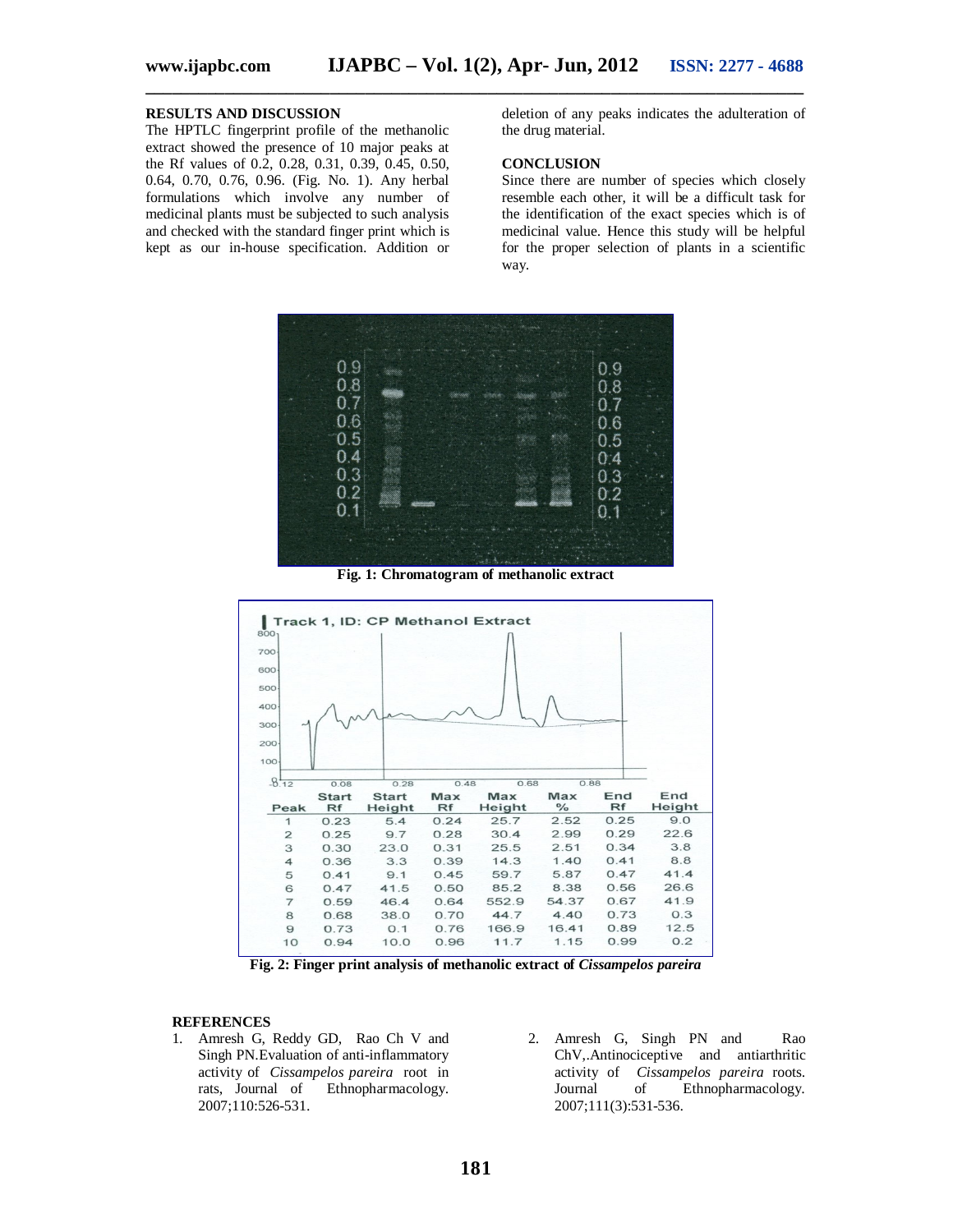## RESULTS AND DISCUSSION

The HPTLC fingerprint profile of the methanolic extract showed the presence of 10 major peaks at the Rf values of 0.2, 0.28, 0.31, 0.39, 0.45, 0.50, 0.64, 0.70, 0.76, 0.96. (Fig. No. 1). Any herbal formulations which involve any number of medicinal plants must be subjected to such analysis and checked with the standard finger print which is kept as our in-house specification. Addition or deletion of any peaks indicates the adulteration of the drug material.

## CONCLUSION

Since there are number of species which closely resemble each other, it will be a difficult task for the identification of the exact species which is of medicinal value. Hence this study will be helpful for the proper selection of plants in a scientific way.

**Fig. 1: Chromatogram of methanolic extract**

Track 1, ID: CP Methanol Extract

| Peak | Start Rf | Start Height | Max Rf | Max Height | Max % | End Rf | End Height |
|---|---|---|---|---|---|---|---|
| 1 | 0.23 | 5.4 | 0.24 | 25.7 | 2.52 | 0.25 | 9.0 |
| 2 | 0.25 | 9.7 | 0.28 | 30.4 | 2.99 | 0.29 | 22.6 |
| 3 | 0.30 | 23.0 | 0.31 | 25.5 | 2.51 | 0.34 | 3.8 |
| 4 | 0.36 | 3.3 | 0.39 | 14.3 | 1.40 | 0.41 | 8.8 |
| 5 | 0.41 | 9.1 | 0.45 | 59.7 | 5.87 | 0.47 | 41.4 |
| 6 | 0.47 | 41.5 | 0.50 | 85.2 | 8.38 | 0.56 | 26.6 |
| 7 | 0.59 | 46.4 | 0.64 | 552.9 | 54.37 | 0.67 | 41.9 |
| 8 | 0.68 | 38.0 | 0.70 | 44.7 | 4.40 | 0.73 | 0.3 |
| 9 | 0.73 | 0.1 | 0.76 | 166.9 | 16.41 | 0.89 | 12.5 |
| 10 | 0.94 | 10.0 | 0.96 | 11.7 | 1.15 | 0.99 | 0.2 |

**Fig. 2: Finger print analysis of methanolic extract of *Cissampelos pareira***

## REFERENCES

1. Amresh G, Reddy GD, Rao Ch V and Singh PN.Evaluation of anti-inflammatory activity of *Cissampelos pareira* root in rats, Journal of Ethnopharmacology. 2007;110:526-531.
2. Amresh G, Singh PN and Rao ChV,.Antinociceptive and antiarthritic activity of *Cissampelos pareira* roots. Journal of Ethnopharmacology. 2007;111(3):531-536.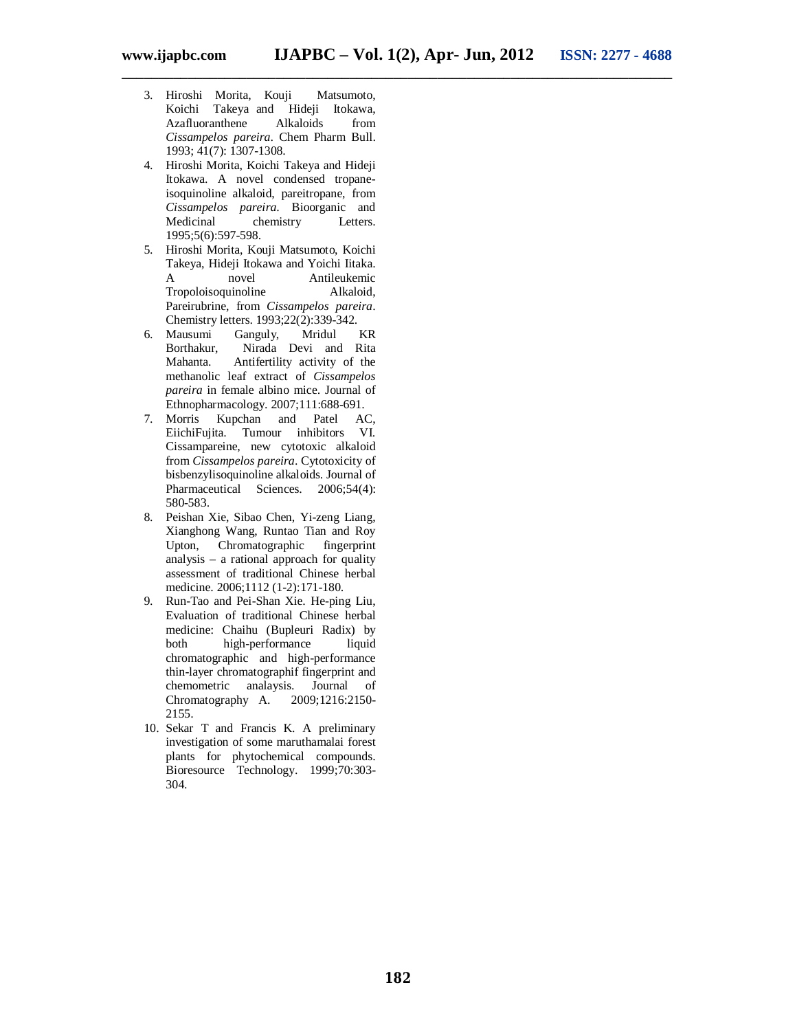3. Hiroshi Morita, Kouji Matsumoto, Koichi Takeya and Hideji Itokawa, Azafluoranthene Alkaloids from *Cissampelos pareira*. Chem Pharm Bull. 1993; 41(7): 1307-1308.
4. Hiroshi Morita, Koichi Takeya and Hideji Itokawa. A novel condensed tropane-isoquinoline alkaloid, pareitropane, from *Cissampelos pareira.* Bioorganic and Medicinal chemistry Letters. 1995;5(6):597-598.
5. Hiroshi Morita, Kouji Matsumoto, Koichi Takeya, Hideji Itokawa and Yoichi Iitaka. A novel Antileukemic Tropoloisoquinoline Alkaloid, Pareirubrine, from *Cissampelos pareira*. Chemistry letters. 1993;22(2):339-342.
6. Mausumi Ganguly, Mridul KR Borthakur, Nirada Devi and Rita Mahanta. Antifertility activity of the methanolic leaf extract of *Cissampelos pareira* in female albino mice. Journal of Ethnopharmacology. 2007;111:688-691.
7. Morris Kupchan and Patel AC, EiichiFujita. Tumour inhibitors VI. Cissampareine, new cytotoxic alkaloid from *Cissampelos pareira*. Cytotoxicity of bisbenzylisoquinoline alkaloids. Journal of Pharmaceutical Sciences. 2006;54(4): 580-583.
8. Peishan Xie, Sibao Chen, Yi-zeng Liang, Xianghong Wang, Runtao Tian and Roy Upton, Chromatographic fingerprint analysis – a rational approach for quality assessment of traditional Chinese herbal medicine. 2006;1112 (1-2):171-180.
9. Run-Tao and Pei-Shan Xie. He-ping Liu, Evaluation of traditional Chinese herbal medicine: Chaihu (Bupleuri Radix) by both high-performance liquid chromatographic and high-performance thin-layer chromatographif fingerprint and chemometric analaysis. Journal of Chromatography A. 2009;1216:2150-2155.
10. Sekar T and Francis K. A preliminary investigation of some maruthamalai forest plants for phytochemical compounds. Bioresource Technology. 1999;70:303-304.